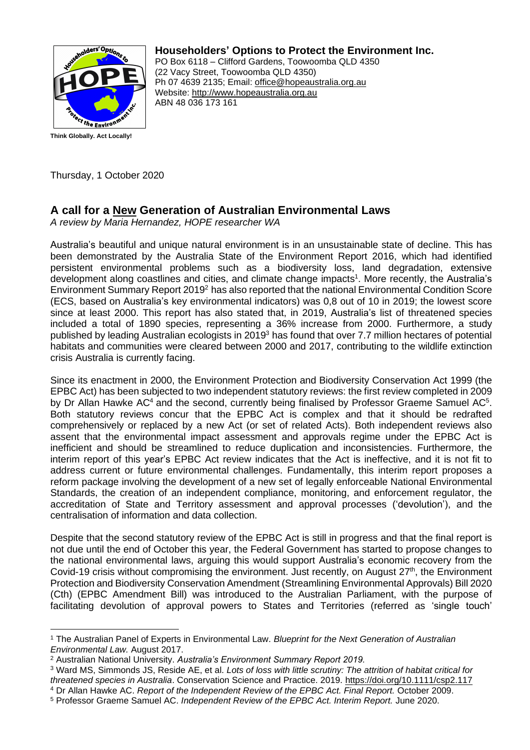**Householders' Options to Protect the Environment Inc.**
PO Box 6118 – Clifford Gardens, Toowoomba QLD 4350
(22 Vacy Street, Toowoomba QLD 4350)
Ph 07 4639 2135; Email: office@hopeaustralia.org.au
Website: http://www.hopeaustralia.org.au
ABN 48 036 173 161

**Think Globally. Act Locally!**

Thursday, 1 October 2020

## A call for a New Generation of Australian Environmental Laws

*A review by Maria Hernandez, HOPE researcher WA*

Australia's beautiful and unique natural environment is in an unsustainable state of decline. This has been demonstrated by the Australia State of the Environment Report 2016, which had identified persistent environmental problems such as a biodiversity loss, land degradation, extensive development along coastlines and cities, and climate change impacts[1]. More recently, the Australia's Environment Summary Report 2019[2] has also reported that the national Environmental Condition Score (ECS, based on Australia's key environmental indicators) was 0,8 out of 10 in 2019; the lowest score since at least 2000. This report has also stated that, in 2019, Australia's list of threatened species included a total of 1890 species, representing a 36% increase from 2000. Furthermore, a study published by leading Australian ecologists in 2019[3] has found that over 7.7 million hectares of potential habitats and communities were cleared between 2000 and 2017, contributing to the wildlife extinction crisis Australia is currently facing.

Since its enactment in 2000, the Environment Protection and Biodiversity Conservation Act 1999 (the EPBC Act) has been subjected to two independent statutory reviews: the first review completed in 2009 by Dr Allan Hawke AC[4] and the second, currently being finalised by Professor Graeme Samuel AC[5]. Both statutory reviews concur that the EPBC Act is complex and that it should be redrafted comprehensively or replaced by a new Act (or set of related Acts). Both independent reviews also assent that the environmental impact assessment and approvals regime under the EPBC Act is inefficient and should be streamlined to reduce duplication and inconsistencies. Furthermore, the interim report of this year's EPBC Act review indicates that the Act is ineffective, and it is not fit to address current or future environmental challenges. Fundamentally, this interim report proposes a reform package involving the development of a new set of legally enforceable National Environmental Standards, the creation of an independent compliance, monitoring, and enforcement regulator, the accreditation of State and Territory assessment and approval processes ('devolution'), and the centralisation of information and data collection.

Despite that the second statutory review of the EPBC Act is still in progress and that the final report is not due until the end of October this year, the Federal Government has started to propose changes to the national environmental laws, arguing this would support Australia's economic recovery from the Covid-19 crisis without compromising the environment. Just recently, on August 27th, the Environment Protection and Biodiversity Conservation Amendment (Streamlining Environmental Approvals) Bill 2020 (Cth) (EPBC Amendment Bill) was introduced to the Australian Parliament, with the purpose of facilitating devolution of approval powers to States and Territories (referred as 'single touch'

---

[1] The Australian Panel of Experts in Environmental Law. *Blueprint for the Next Generation of Australian Environmental Law.* August 2017.
[2] Australian National University. *Australia's Environment Summary Report 2019.*
[3] Ward MS, Simmonds JS, Reside AE, et al. *Lots of loss with little scrutiny: The attrition of habitat critical for threatened species in Australia*. Conservation Science and Practice. 2019. https://doi.org/10.1111/csp2.117
[4] Dr Allan Hawke AC. *Report of the Independent Review of the EPBC Act. Final Report.* October 2009.
[5] Professor Graeme Samuel AC. *Independent Review of the EPBC Act. Interim Report.* June 2020.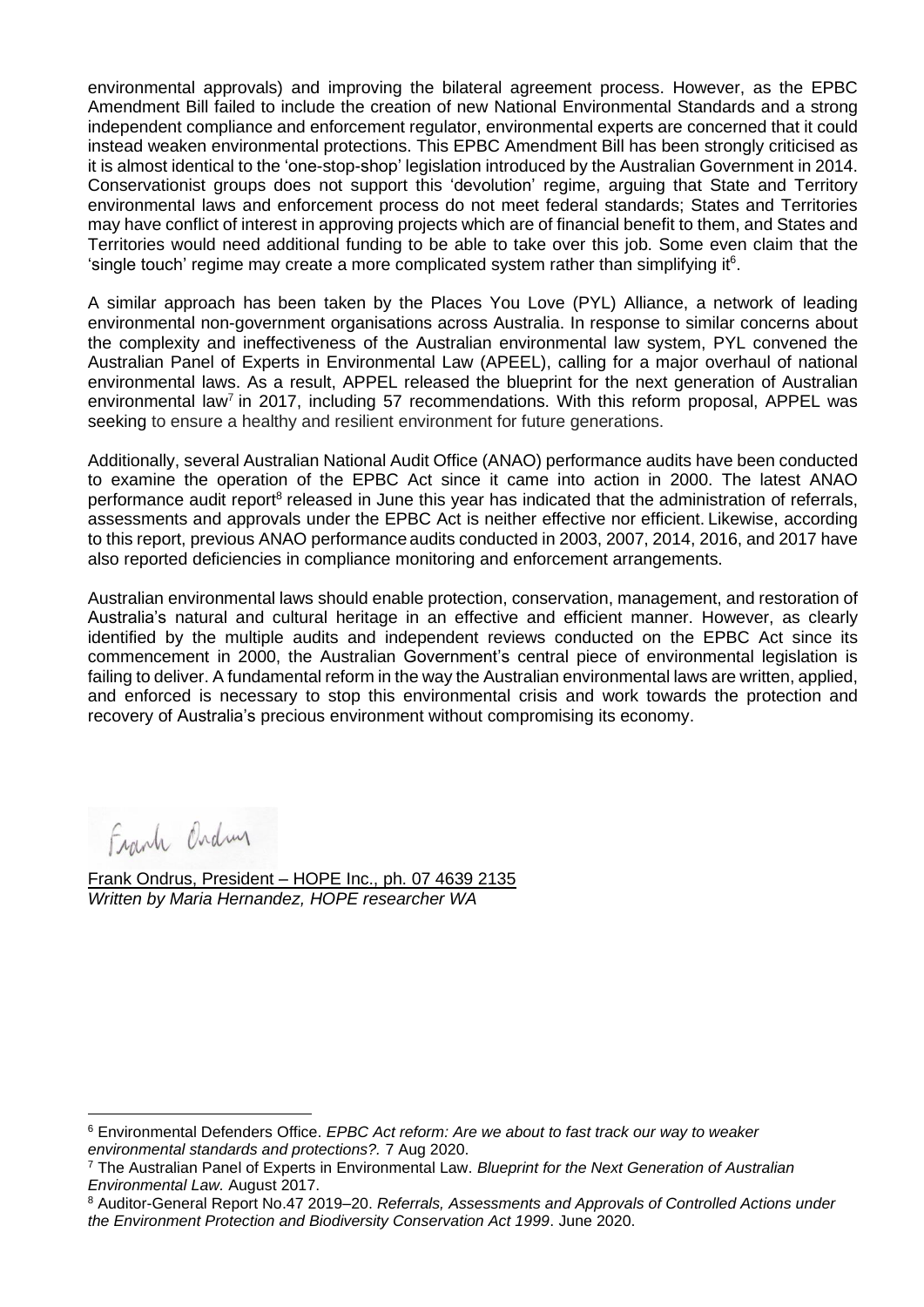environmental approvals) and improving the bilateral agreement process. However, as the EPBC Amendment Bill failed to include the creation of new National Environmental Standards and a strong independent compliance and enforcement regulator, environmental experts are concerned that it could instead weaken environmental protections. This EPBC Amendment Bill has been strongly criticised as it is almost identical to the 'one-stop-shop' legislation introduced by the Australian Government in 2014. Conservationist groups does not support this 'devolution' regime, arguing that State and Territory environmental laws and enforcement process do not meet federal standards; States and Territories may have conflict of interest in approving projects which are of financial benefit to them, and States and Territories would need additional funding to be able to take over this job. Some even claim that the 'single touch' regime may create a more complicated system rather than simplifying it[6].

A similar approach has been taken by the Places You Love (PYL) Alliance, a network of leading environmental non-government organisations across Australia. In response to similar concerns about the complexity and ineffectiveness of the Australian environmental law system, PYL convened the Australian Panel of Experts in Environmental Law (APEEL), calling for a major overhaul of national environmental laws. As a result, APPEL released the blueprint for the next generation of Australian environmental law[7] in 2017, including 57 recommendations. With this reform proposal, APPEL was seeking to ensure a healthy and resilient environment for future generations.

Additionally, several Australian National Audit Office (ANAO) performance audits have been conducted to examine the operation of the EPBC Act since it came into action in 2000. The latest ANAO performance audit report[8] released in June this year has indicated that the administration of referrals, assessments and approvals under the EPBC Act is neither effective nor efficient. Likewise, according to this report, previous ANAO performance audits conducted in 2003, 2007, 2014, 2016, and 2017 have also reported deficiencies in compliance monitoring and enforcement arrangements.

Australian environmental laws should enable protection, conservation, management, and restoration of Australia's natural and cultural heritage in an effective and efficient manner. However, as clearly identified by the multiple audits and independent reviews conducted on the EPBC Act since its commencement in 2000, the Australian Government's central piece of environmental legislation is failing to deliver. A fundamental reform in the way the Australian environmental laws are written, applied, and enforced is necessary to stop this environmental crisis and work towards the protection and recovery of Australia's precious environment without compromising its economy.

Frank Ondrus

Frank Ondrus, President – HOPE Inc., ph. 07 4639 2135
*Written by Maria Hernandez, HOPE researcher WA*

---

[6] Environmental Defenders Office. *EPBC Act reform: Are we about to fast track our way to weaker environmental standards and protections?.* 7 Aug 2020.

[7] The Australian Panel of Experts in Environmental Law. *Blueprint for the Next Generation of Australian Environmental Law.* August 2017.

[8] Auditor-General Report No.47 2019–20. *Referrals, Assessments and Approvals of Controlled Actions under the Environment Protection and Biodiversity Conservation Act 1999*. June 2020.